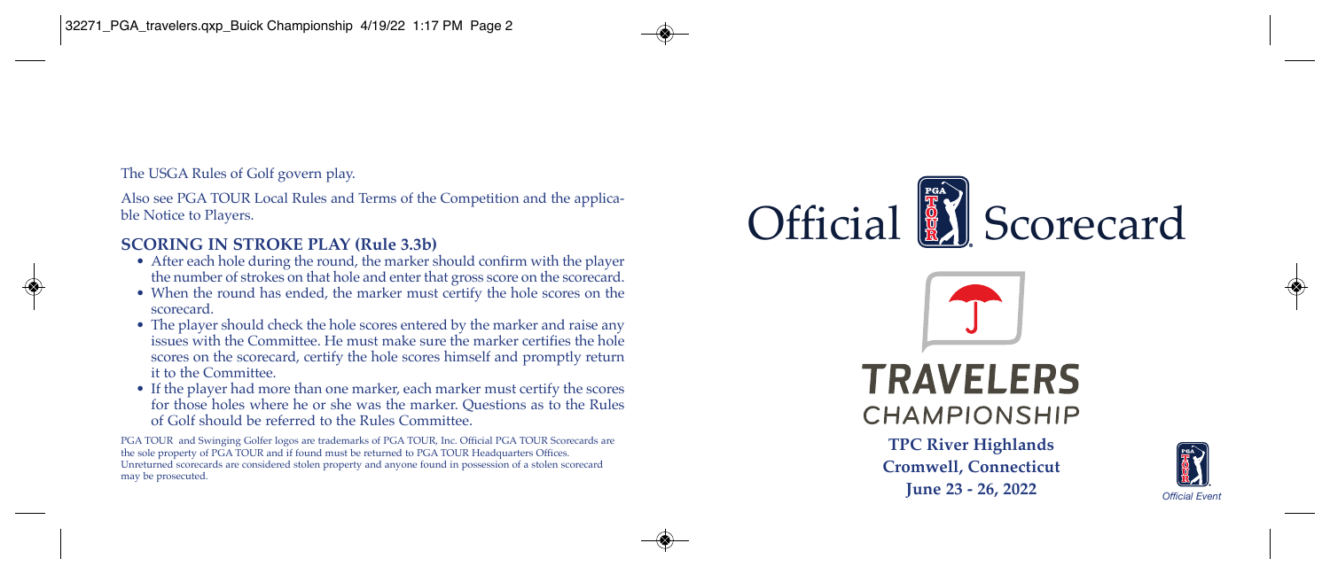The USGA Rules of Golf govern play.

Also see PGA TOUR Local Rules and Terms of the Competition and the applicable Notice to Players.

### SCORING IN STROKE PLAY (Rule 3.3b)

- After each hole during the round, the marker should confirm with the player the number of strokes on that hole and enter that gross score on the scorecard.
- When the round has ended, the marker must certify the hole scores on the scorecard.
- The player should check the hole scores entered by the marker and raise any issues with the Committee. He must make sure the marker certifies the hole scores on the scorecard, certify the hole scores himself and promptly return it to the Committee.
- If the player had more than one marker, each marker must certify the scores for those holes where he or she was the marker. Questions as to the Rules of Golf should be referred to the Rules Committee.

PGA TOUR and Swinging Golfer logos are trademarks of PGA TOUR, Inc. Official PGA TOUR Scorecards are the sole property of PGA TOUR and if found must be returned to PGA TOUR Headquarters Offices. Unreturned scorecards are considered stolen property and anyone found in possession of a stolen scorecard may be prosecuted.

# Official Scorecard

## TRAVELERS CHAMPIONSHIP

**TPC River Highlands**
**Cromwell, Connecticut**
**June 23 - 26, 2022**

*Official Event*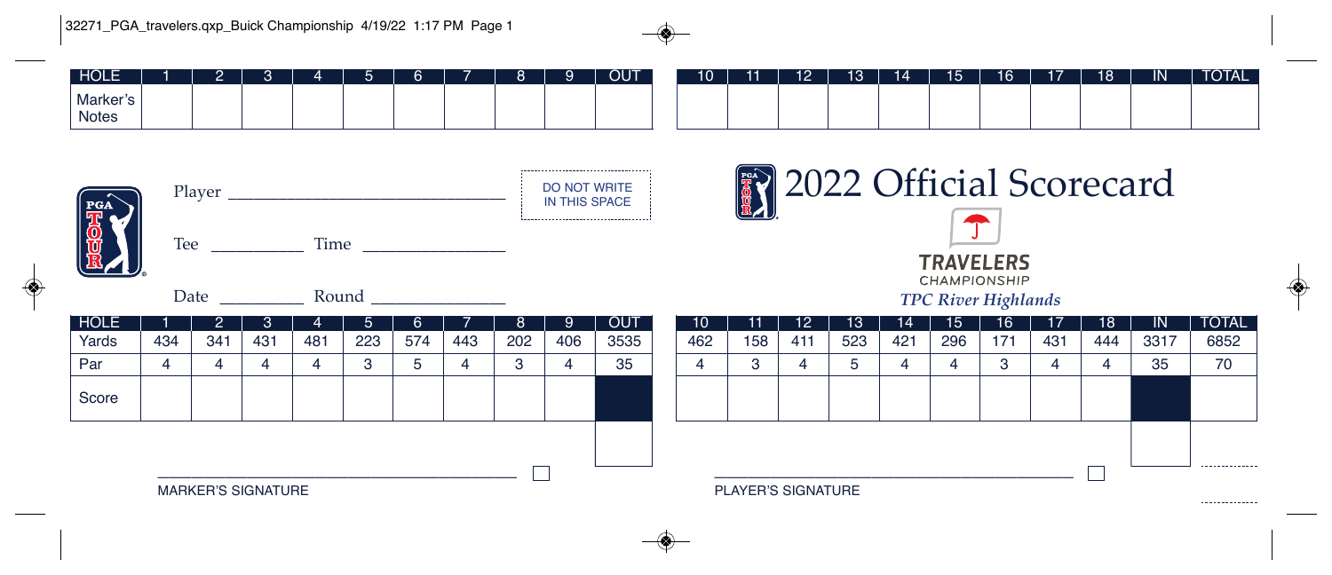| HOLE | 1 | 2 | 3 | 4 | 5 | 6 | 7 | 8 | 9 | OUT | 10 | 11 | 12 | 13 | 14 | 15 | 16 | 17 | 18 | IN | TOTAL |
|---|---|---|---|---|---|---|---|---|---|---|---|---|---|---|---|---|---|---|---|---|---|
| Marker's Notes | | | | | | | | | | | | | | | | | | | | | |

Player ______________________________

DO NOT WRITE IN THIS SPACE

Tee __________ Time ________________

Date _________ Round _______________

# 2022 Official Scorecard

TRAVELERS CHAMPIONSHIP

*TPC River Highlands*

| HOLE | 1 | 2 | 3 | 4 | 5 | 6 | 7 | 8 | 9 | OUT | 10 | 11 | 12 | 13 | 14 | 15 | 16 | 17 | 18 | IN | TOTAL |
|---|---|---|---|---|---|---|---|---|---|---|---|---|---|---|---|---|---|---|---|---|---|
| Yards | 434 | 341 | 431 | 481 | 223 | 574 | 443 | 202 | 406 | 3535 | 462 | 158 | 411 | 523 | 421 | 296 | 171 | 431 | 444 | 3317 | 6852 |
| Par | 4 | 4 | 4 | 4 | 3 | 5 | 4 | 3 | 4 | 35 | 4 | 3 | 4 | 5 | 4 | 4 | 3 | 4 | 4 | 35 | 70 |
| Score | | | | | | | | | | | | | | | | | | | | | |

MARKER'S SIGNATURE

PLAYER'S SIGNATURE